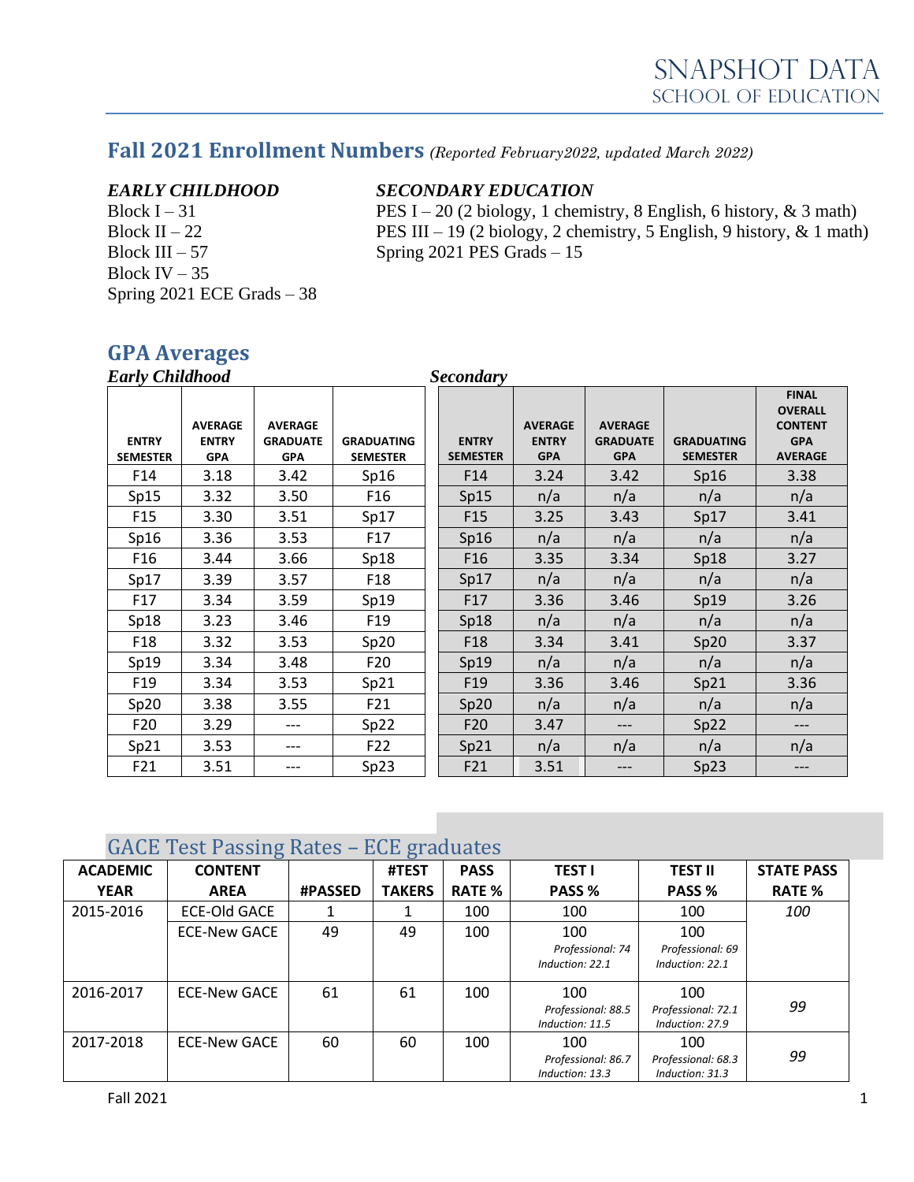# SNAPSHOT DATA
## SCHOOL OF EDUCATION

## Fall 2021 Enrollment Numbers *(Reported February2022, updated March 2022)*

***EARLY CHILDHOOD***

Block I – 31
Block II – 22
Block III – 57
Block IV – 35
Spring 2021 ECE Grads – 38

***SECONDARY EDUCATION***

PES I – 20 (2 biology, 1 chemistry, 8 English, 6 history, & 3 math)
PES III – 19 (2 biology, 2 chemistry, 5 English, 9 history, & 1 math)
Spring 2021 PES Grads – 15

## GPA Averages

***Early Childhood***

| ENTRY SEMESTER | AVERAGE ENTRY GPA | AVERAGE GRADUATE GPA | GRADUATING SEMESTER |
|---|---|---|---|
| F14 | 3.18 | 3.42 | Sp16 |
| Sp15 | 3.32 | 3.50 | F16 |
| F15 | 3.30 | 3.51 | Sp17 |
| Sp16 | 3.36 | 3.53 | F17 |
| F16 | 3.44 | 3.66 | Sp18 |
| Sp17 | 3.39 | 3.57 | F18 |
| F17 | 3.34 | 3.59 | Sp19 |
| Sp18 | 3.23 | 3.46 | F19 |
| F18 | 3.32 | 3.53 | Sp20 |
| Sp19 | 3.34 | 3.48 | F20 |
| F19 | 3.34 | 3.53 | Sp21 |
| Sp20 | 3.38 | 3.55 | F21 |
| F20 | 3.29 | --- | Sp22 |
| Sp21 | 3.53 | --- | F22 |
| F21 | 3.51 | --- | Sp23 |

***Secondary***

| ENTRY SEMESTER | AVERAGE ENTRY GPA | AVERAGE GRADUATE GPA | GRADUATING SEMESTER | FINAL OVERALL CONTENT GPA AVERAGE |
|---|---|---|---|---|
| F14 | 3.24 | 3.42 | Sp16 | 3.38 |
| Sp15 | n/a | n/a | n/a | n/a |
| F15 | 3.25 | 3.43 | Sp17 | 3.41 |
| Sp16 | n/a | n/a | n/a | n/a |
| F16 | 3.35 | 3.34 | Sp18 | 3.27 |
| Sp17 | n/a | n/a | n/a | n/a |
| F17 | 3.36 | 3.46 | Sp19 | 3.26 |
| Sp18 | n/a | n/a | n/a | n/a |
| F18 | 3.34 | 3.41 | Sp20 | 3.37 |
| Sp19 | n/a | n/a | n/a | n/a |
| F19 | 3.36 | 3.46 | Sp21 | 3.36 |
| Sp20 | n/a | n/a | n/a | n/a |
| F20 | 3.47 | --- | Sp22 | --- |
| Sp21 | n/a | n/a | n/a | n/a |
| F21 | 3.51 | --- | Sp23 | --- |

## GACE Test Passing Rates – ECE graduates

| ACADEMIC YEAR | CONTENT AREA | #PASSED | #TEST TAKERS | PASS RATE % | TEST I PASS % | TEST II PASS % | STATE PASS RATE % |
|---|---|---|---|---|---|---|---|
| 2015-2016 | ECE-Old GACE | 1 | 1 | 100 | 100 | 100 | *100* |
| | ECE-New GACE | 49 | 49 | 100 | 100 *Professional: 74 Induction: 22.1* | 100 *Professional: 69 Induction: 22.1* | |
| 2016-2017 | ECE-New GACE | 61 | 61 | 100 | 100 *Professional: 88.5 Induction: 11.5* | 100 *Professional: 72.1 Induction: 27.9* | *99* |
| 2017-2018 | ECE-New GACE | 60 | 60 | 100 | 100 *Professional: 86.7 Induction: 13.3* | 100 *Professional: 68.3 Induction: 31.3* | *99* |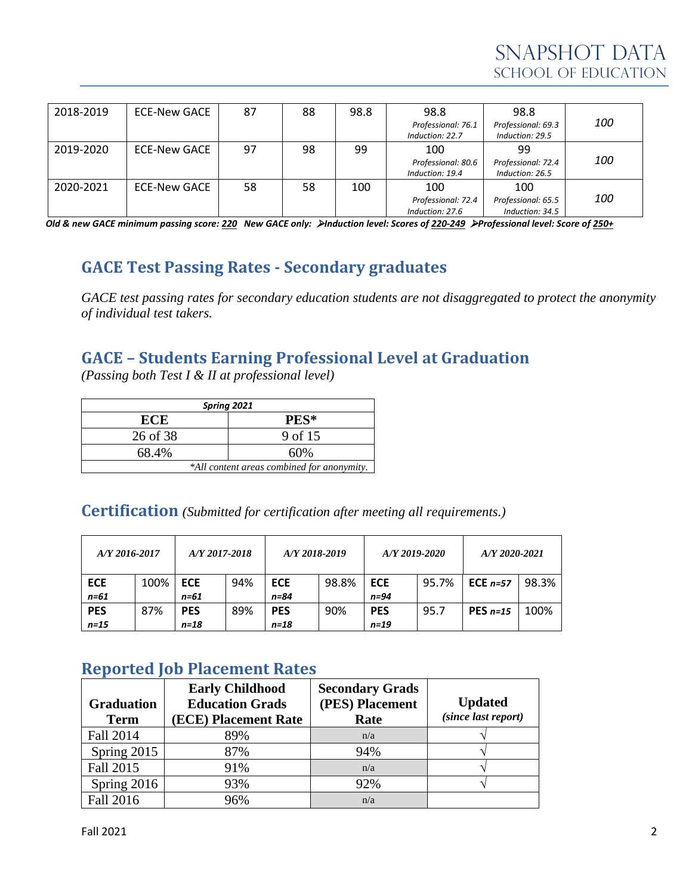| 2018-2019 | ECE-New GACE | 87 | 88 | 98.8 | 98.8 Professional: 76.1 Induction: 22.7 | 98.8 Professional: 69.3 Induction: 29.5 | *100* |
|---|---|---|---|---|---|---|---|
| 2019-2020 | ECE-New GACE | 97 | 98 | 99 | 100 Professional: 80.6 Induction: 19.4 | 99 Professional: 72.4 Induction: 26.5 | *100* |
| 2020-2021 | ECE-New GACE | 58 | 58 | 100 | 100 Professional: 72.4 Induction: 27.6 | 100 Professional: 65.5 Induction: 34.5 | *100* |

***Old & new GACE minimum passing score: 220 New GACE only: ➢Induction level: Scores of 220-249 ➢Professional level: Score of 250+***

## GACE Test Passing Rates - Secondary graduates

*GACE test passing rates for secondary education students are not disaggregated to protect the anonymity of individual test takers.*

## GACE – Students Earning Professional Level at Graduation

*(Passing both Test I & II at professional level)*

| *Spring 2021* | |
|---|---|
| **ECE** | **PES*** |
| 26 of 38 | 9 of 15 |
| 68.4% | 60% |
| *\*All content areas combined for anonymity.* | |

## Certification *(Submitted for certification after meeting all requirements.)*

| *A/Y 2016-2017* | | *A/Y 2017-2018* | | *A/Y 2018-2019* | | *A/Y 2019-2020* | | *A/Y 2020-2021* | |
|---|---|---|---|---|---|---|---|---|---|
| **ECE** *n=61* | 100% | **ECE** *n=61* | 94% | **ECE** *n=84* | 98.8% | **ECE** *n=94* | 95.7% | **ECE** *n=57* | 98.3% |
| **PES** *n=15* | 87% | **PES** *n=18* | 89% | **PES** *n=18* | 90% | **PES** *n=19* | 95.7 | **PES** *n=15* | 100% |

## Reported Job Placement Rates

| Graduation Term | Early Childhood Education Grads (ECE) Placement Rate | Secondary Grads (PES) Placement Rate | Updated *(since last report)* |
|---|---|---|---|
| Fall 2014 | 89% | n/a | √ |
| Spring 2015 | 87% | 94% | √ |
| Fall 2015 | 91% | n/a | √ |
| Spring 2016 | 93% | 92% | √ |
| Fall 2016 | 96% | n/a | |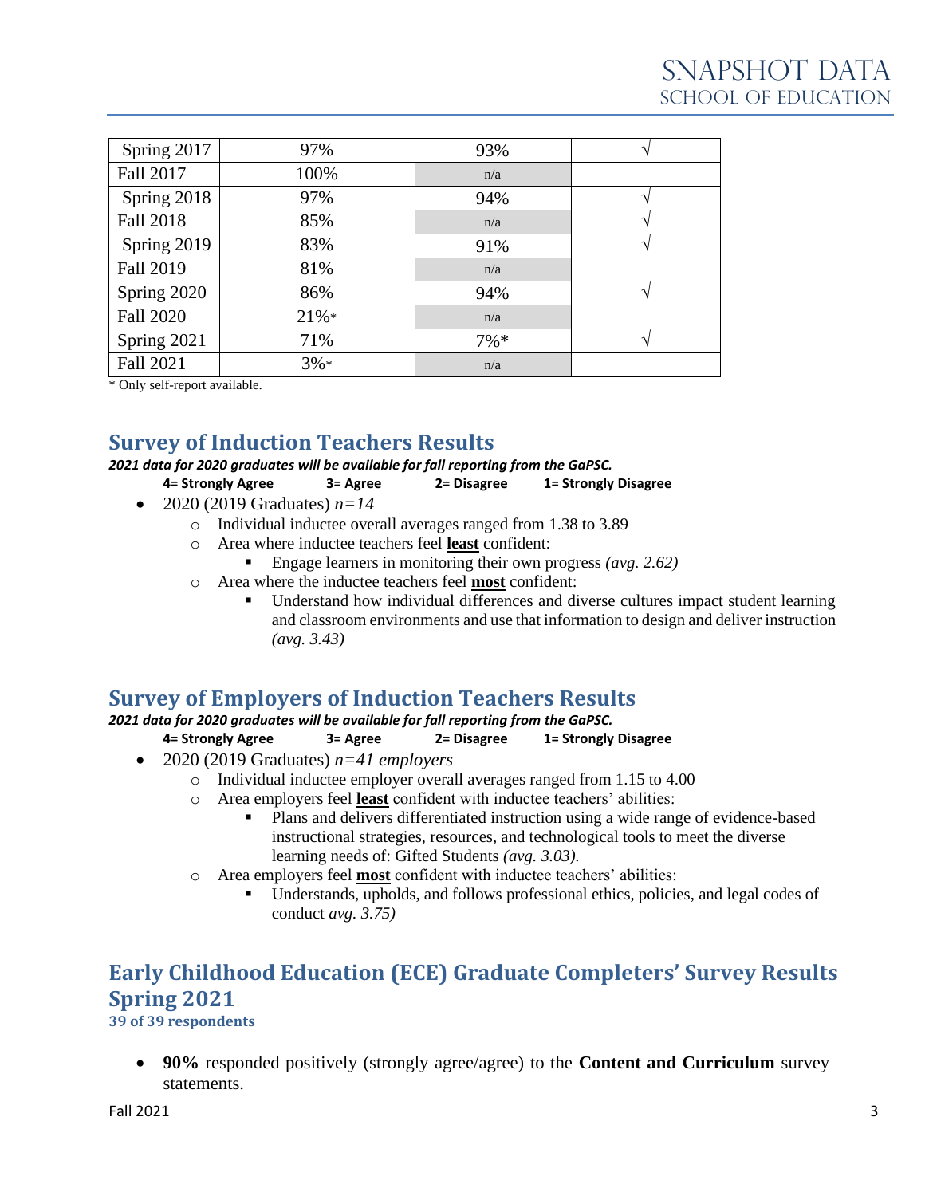| Spring 2017 | 97% | 93% | √ |
|---|---|---|---|
| Fall 2017 | 100% | n/a | |
| Spring 2018 | 97% | 94% | √ |
| Fall 2018 | 85% | n/a | √ |
| Spring 2019 | 83% | 91% | √ |
| Fall 2019 | 81% | n/a | |
| Spring 2020 | 86% | 94% | √ |
| Fall 2020 | 21%* | n/a | |
| Spring 2021 | 71% | 7%* | √ |
| Fall 2021 | 3%* | n/a | |

* Only self-report available.

## Survey of Induction Teachers Results

***2021 data for 2020 graduates will be available for fall reporting from the GaPSC.***

**4= Strongly Agree 3= Agree 2= Disagree 1= Strongly Disagree**

- 2020 (2019 Graduates) *n=14*
  - Individual inductee overall averages ranged from 1.38 to 3.89
  - Area where inductee teachers feel **least** confident:
    - Engage learners in monitoring their own progress *(avg. 2.62)*
  - Area where the inductee teachers feel **most** confident:
    - Understand how individual differences and diverse cultures impact student learning and classroom environments and use that information to design and deliver instruction *(avg. 3.43)*

## Survey of Employers of Induction Teachers Results

***2021 data for 2020 graduates will be available for fall reporting from the GaPSC.***

**4= Strongly Agree 3= Agree 2= Disagree 1= Strongly Disagree**

- 2020 (2019 Graduates) *n=41 employers*
  - Individual inductee employer overall averages ranged from 1.15 to 4.00
  - Area employers feel **least** confident with inductee teachers' abilities:
    - Plans and delivers differentiated instruction using a wide range of evidence-based instructional strategies, resources, and technological tools to meet the diverse learning needs of: Gifted Students *(avg. 3.03).*
  - Area employers feel **most** confident with inductee teachers' abilities:
    - Understands, upholds, and follows professional ethics, policies, and legal codes of conduct *avg. 3.75)*

## Early Childhood Education (ECE) Graduate Completers' Survey Results Spring 2021

**39 of 39 respondents**

- **90%** responded positively (strongly agree/agree) to the **Content and Curriculum** survey statements.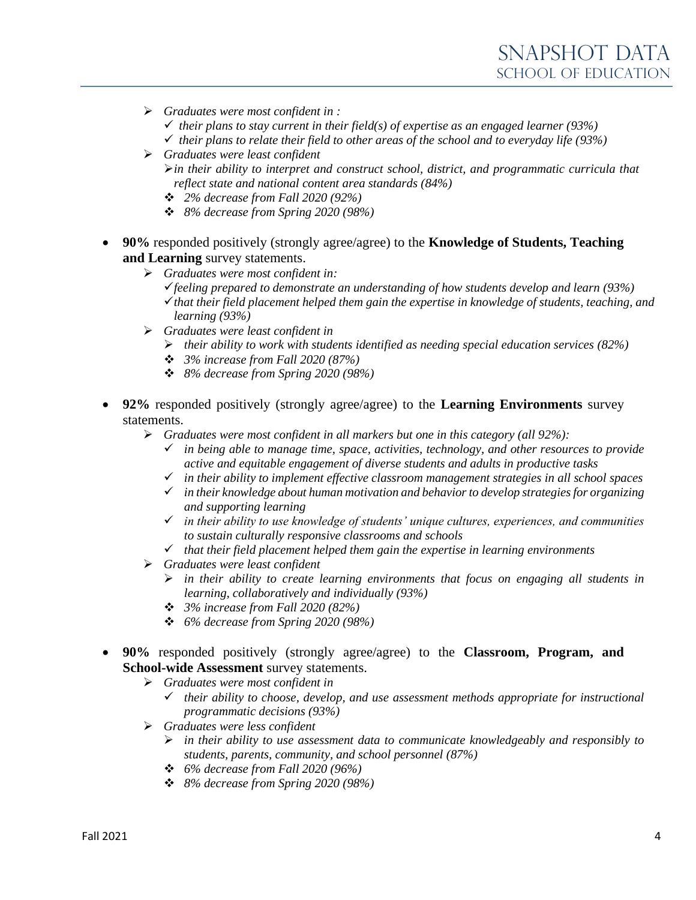- *Graduates were most confident in :*
  - ✓ *their plans to stay current in their field(s) of expertise as an engaged learner (93%)*
  - ✓ *their plans to relate their field to other areas of the school and to everyday life (93%)*
- *Graduates were least confident*
  - *in their ability to interpret and construct school, district, and programmatic curricula that reflect state and national content area standards (84%)*
  - ❖ *2% decrease from Fall 2020 (92%)*
  - ❖ *8% decrease from Spring 2020 (98%)*

- **90%** responded positively (strongly agree/agree) to the **Knowledge of Students, Teaching and Learning** survey statements.
  - *Graduates were most confident in:*
    - ✓ *feeling prepared to demonstrate an understanding of how students develop and learn (93%)*
    - ✓ *that their field placement helped them gain the expertise in knowledge of students, teaching, and learning (93%)*
  - *Graduates were least confident in*
    - *their ability to work with students identified as needing special education services (82%)*
    - ❖ *3% increase from Fall 2020 (87%)*
    - ❖ *8% decrease from Spring 2020 (98%)*

- **92%** responded positively (strongly agree/agree) to the **Learning Environments** survey statements.
  - *Graduates were most confident in all markers but one in this category (all 92%):*
    - ✓ *in being able to manage time, space, activities, technology, and other resources to provide active and equitable engagement of diverse students and adults in productive tasks*
    - ✓ *in their ability to implement effective classroom management strategies in all school spaces*
    - ✓ *in their knowledge about human motivation and behavior to develop strategies for organizing and supporting learning*
    - ✓ *in their ability to use knowledge of students' unique cultures, experiences, and communities to sustain culturally responsive classrooms and schools*
    - ✓ *that their field placement helped them gain the expertise in learning environments*
  - *Graduates were least confident*
    - *in their ability to create learning environments that focus on engaging all students in learning, collaboratively and individually (93%)*
    - ❖ *3% increase from Fall 2020 (82%)*
    - ❖ *6% decrease from Spring 2020 (98%)*

- **90%** responded positively (strongly agree/agree) to the **Classroom, Program, and School-wide Assessment** survey statements.
  - *Graduates were most confident in*
    - ✓ *their ability to choose, develop, and use assessment methods appropriate for instructional programmatic decisions (93%)*
  - *Graduates were less confident*
    - *in their ability to use assessment data to communicate knowledgeably and responsibly to students, parents, community, and school personnel (87%)*
    - ❖ *6% decrease from Fall 2020 (96%)*
    - ❖ *8% decrease from Spring 2020 (98%)*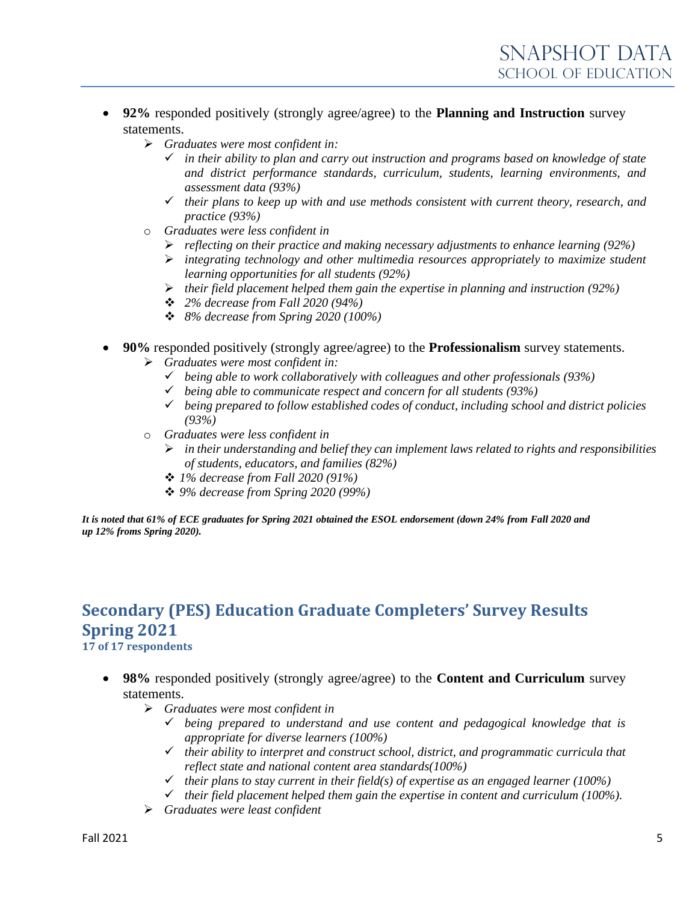- **92%** responded positively (strongly agree/agree) to the **Planning and Instruction** survey statements.
  - *Graduates were most confident in:*
    - *in their ability to plan and carry out instruction and programs based on knowledge of state and district performance standards, curriculum, students, learning environments, and assessment data (93%)*
    - *their plans to keep up with and use methods consistent with current theory, research, and practice (93%)*
  - *Graduates were less confident in*
    - *reflecting on their practice and making necessary adjustments to enhance learning (92%)*
    - *integrating technology and other multimedia resources appropriately to maximize student learning opportunities for all students (92%)*
    - *their field placement helped them gain the expertise in planning and instruction (92%)*
    - *2% decrease from Fall 2020 (94%)*
    - *8% decrease from Spring 2020 (100%)*

- **90%** responded positively (strongly agree/agree) to the **Professionalism** survey statements.
  - *Graduates were most confident in:*
    - *being able to work collaboratively with colleagues and other professionals (93%)*
    - *being able to communicate respect and concern for all students (93%)*
    - *being prepared to follow established codes of conduct, including school and district policies (93%)*
  - *Graduates were less confident in*
    - *in their understanding and belief they can implement laws related to rights and responsibilities of students, educators, and families (82%)*
    - *1% decrease from Fall 2020 (91%)*
    - *9% decrease from Spring 2020 (99%)*

***It is noted that 61% of ECE graduates for Spring 2021 obtained the ESOL endorsement (down 24% from Fall 2020 and up 12% froms Spring 2020).***

## Secondary (PES) Education Graduate Completers' Survey Results Spring 2021

**17 of 17 respondents**

- **98%** responded positively (strongly agree/agree) to the **Content and Curriculum** survey statements.
  - *Graduates were most confident in*
    - *being prepared to understand and use content and pedagogical knowledge that is appropriate for diverse learners (100%)*
    - *their ability to interpret and construct school, district, and programmatic curricula that reflect state and national content area standards(100%)*
    - *their plans to stay current in their field(s) of expertise as an engaged learner (100%)*
    - *their field placement helped them gain the expertise in content and curriculum (100%).*
  - *Graduates were least confident*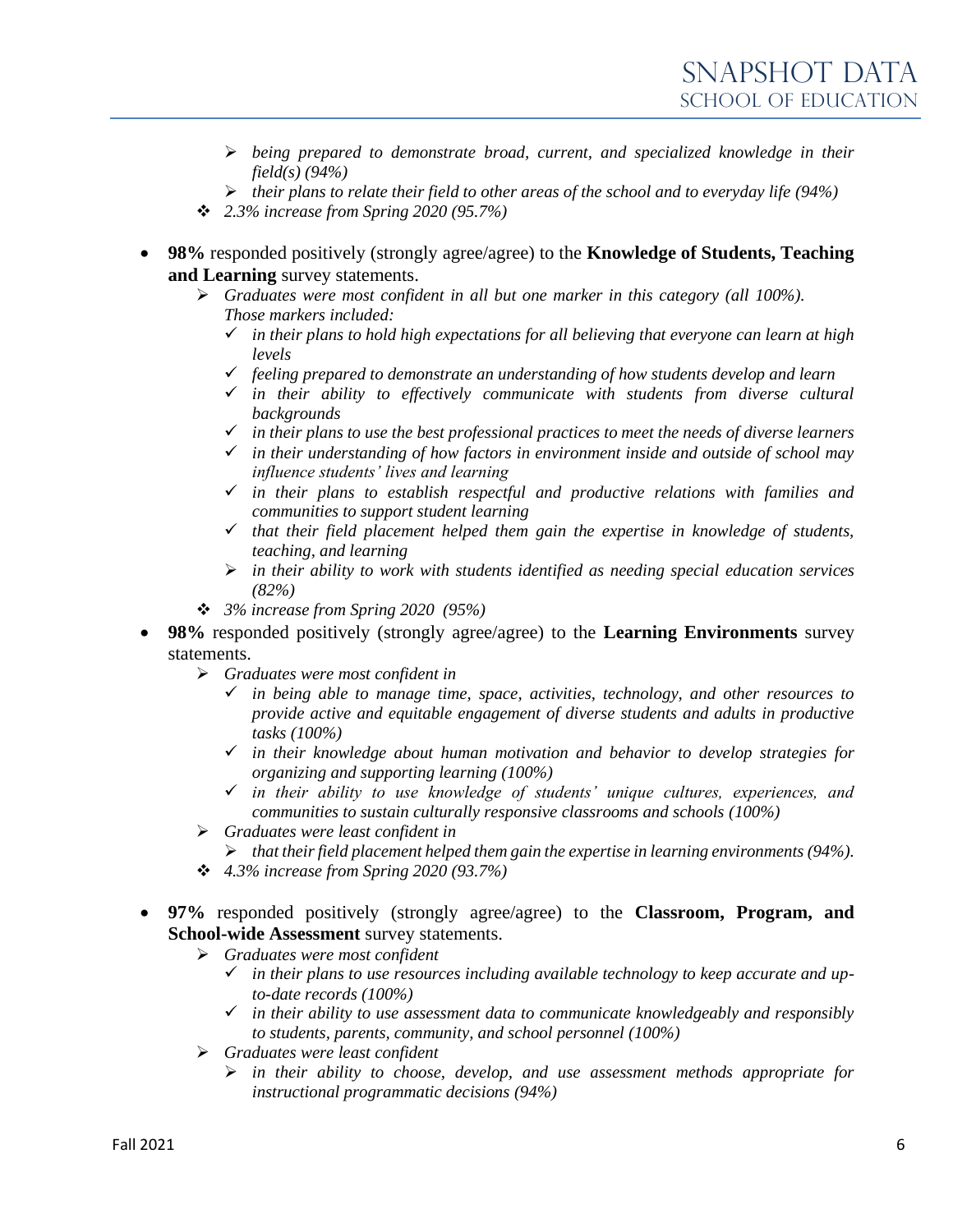- *being prepared to demonstrate broad, current, and specialized knowledge in their field(s) (94%)*
   - *their plans to relate their field to other areas of the school and to everyday life (94%)*
  - *2.3% increase from Spring 2020 (95.7%)*

- **98%** responded positively (strongly agree/agree) to the **Knowledge of Students, Teaching and Learning** survey statements.
  - *Graduates were most confident in all but one marker in this category (all 100%). Those markers included:*
    - ✓ *in their plans to hold high expectations for all believing that everyone can learn at high levels*
    - ✓ *feeling prepared to demonstrate an understanding of how students develop and learn*
    - ✓ *in their ability to effectively communicate with students from diverse cultural backgrounds*
    - ✓ *in their plans to use the best professional practices to meet the needs of diverse learners*
    - ✓ *in their understanding of how factors in environment inside and outside of school may influence students' lives and learning*
    - ✓ *in their plans to establish respectful and productive relations with families and communities to support student learning*
    - ✓ *that their field placement helped them gain the expertise in knowledge of students, teaching, and learning*
    - *in their ability to work with students identified as needing special education services (82%)*
  - *3% increase from Spring 2020 (95%)*
- **98%** responded positively (strongly agree/agree) to the **Learning Environments** survey statements.
  - *Graduates were most confident in*
    - ✓ *in being able to manage time, space, activities, technology, and other resources to provide active and equitable engagement of diverse students and adults in productive tasks (100%)*
    - ✓ *in their knowledge about human motivation and behavior to develop strategies for organizing and supporting learning (100%)*
    - ✓ *in their ability to use knowledge of students' unique cultures, experiences, and communities to sustain culturally responsive classrooms and schools (100%)*
  - *Graduates were least confident in*
    - *that their field placement helped them gain the expertise in learning environments (94%).*
  - *4.3% increase from Spring 2020 (93.7%)*

- **97%** responded positively (strongly agree/agree) to the **Classroom, Program, and School-wide Assessment** survey statements.
  - *Graduates were most confident*
    - ✓ *in their plans to use resources including available technology to keep accurate and up-to-date records (100%)*
    - ✓ *in their ability to use assessment data to communicate knowledgeably and responsibly to students, parents, community, and school personnel (100%)*
  - *Graduates were least confident*
    - *in their ability to choose, develop, and use assessment methods appropriate for instructional programmatic decisions (94%)*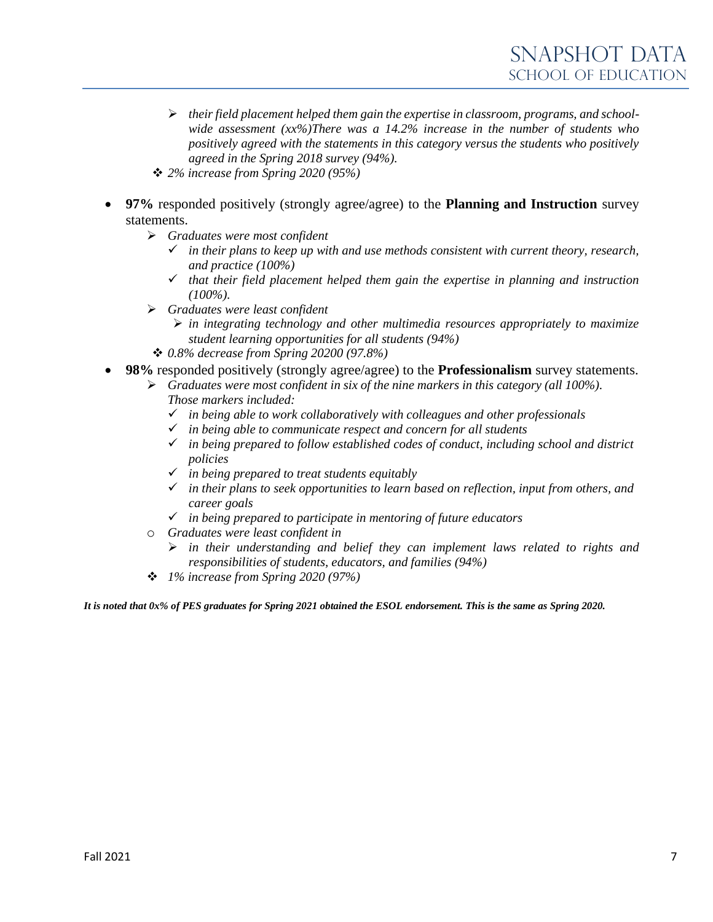- *their field placement helped them gain the expertise in classroom, programs, and school-wide assessment (xx%)There was a 14.2% increase in the number of students who positively agreed with the statements in this category versus the students who positively agreed in the Spring 2018 survey (94%).*
  - *2% increase from Spring 2020 (95%)*

- **97%** responded positively (strongly agree/agree) to the **Planning and Instruction** survey statements.
  - *Graduates were most confident*
    - ✓ *in their plans to keep up with and use methods consistent with current theory, research, and practice (100%)*
    - ✓ *that their field placement helped them gain the expertise in planning and instruction (100%).*
  - *Graduates were least confident*
    - *in integrating technology and other multimedia resources appropriately to maximize student learning opportunities for all students (94%)*
  - *0.8% decrease from Spring 20200 (97.8%)*
- **98%** responded positively (strongly agree/agree) to the **Professionalism** survey statements.
  - *Graduates were most confident in six of the nine markers in this category (all 100%). Those markers included:*
    - ✓ *in being able to work collaboratively with colleagues and other professionals*
    - ✓ *in being able to communicate respect and concern for all students*
    - ✓ *in being prepared to follow established codes of conduct, including school and district policies*
    - ✓ *in being prepared to treat students equitably*
    - ✓ *in their plans to seek opportunities to learn based on reflection, input from others, and career goals*
    - ✓ *in being prepared to participate in mentoring of future educators*
  - *Graduates were least confident in*
    - *in their understanding and belief they can implement laws related to rights and responsibilities of students, educators, and families (94%)*
  - *1% increase from Spring 2020 (97%)*

***It is noted that 0x% of PES graduates for Spring 2021 obtained the ESOL endorsement. This is the same as Spring 2020.***